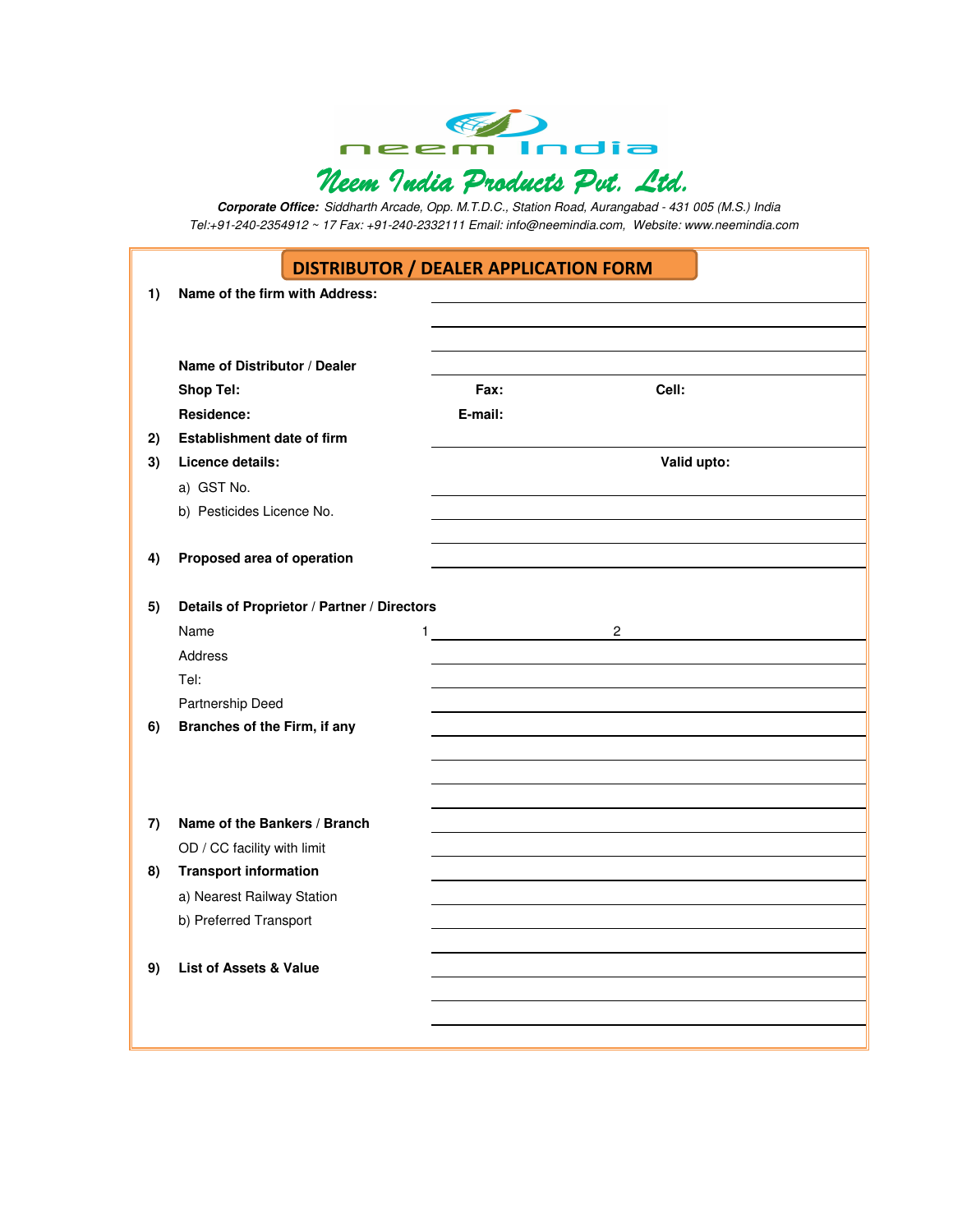neem India

# Neem India Products Pvt. Ltd.

***Corporate Office:*** *Siddharth Arcade, Opp. M.T.D.C., Station Road, Aurangabad - 431 005 (M.S.) India*
*Tel:+91-240-2354912 ~ 17 Fax: +91-240-2332111 Email: info@neemindia.com, Website: www.neemindia.com*

## DISTRIBUTOR / DEALER APPLICATION FORM

**1) Name of the firm with Address:** ____________________

____________________

____________________

**Name of Distributor / Dealer** ____________________

**Shop Tel:** **Fax:** **Cell:**

**Residence:** **E-mail:**

**2) Establishment date of firm** ____________________

**3) Licence details:** **Valid upto:**

a) GST No. ____________________

b) Pesticides Licence No. ____________________

____________________

**4) Proposed area of operation** ____________________

**5) Details of Proprietor / Partner / Directors**

Name 1 ____________ 2 ____________

Address ____________________

Tel: ____________________

Partnership Deed ____________________

**6) Branches of the Firm, if any** ____________________

____________________

____________________

____________________

**7) Name of the Bankers / Branch** ____________________

OD / CC facility with limit ____________________

**8) Transport information** ____________________

a) Nearest Railway Station ____________________

b) Preferred Transport ____________________

____________________

**9) List of Assets & Value** ____________________

____________________

____________________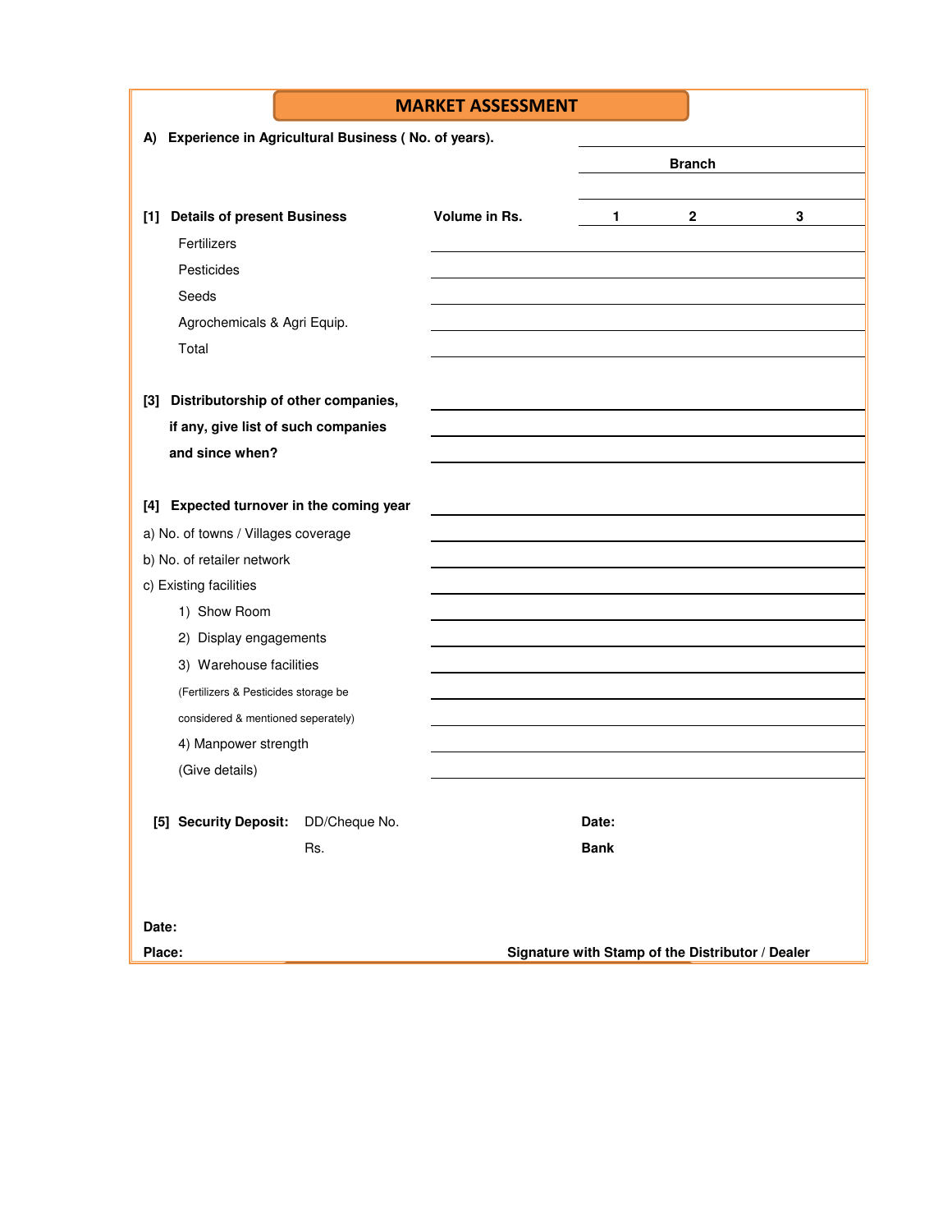# MARKET ASSESSMENT

**A) Experience in Agricultural Business ( No. of years).**

| **[1] Details of present Business** | **Volume in Rs.** | | **Branch** | |
|---|---|---|---|---|
| | | **1** | **2** | **3** |
| Fertilizers | | | | |
| Pesticides | | | | |
| Seeds | | | | |
| Agrochemicals & Agri Equip. | | | | |
| Total | | | | |

**[3] Distributorship of other companies, if any, give list of such companies and since when?**

**[4] Expected turnover in the coming year**

a) No. of towns / Villages coverage

b) No. of retailer network

c) Existing facilities

1) Show Room

2) Display engagements

3) Warehouse facilities

(Fertilizers & Pesticides storage be considered & mentioned seperately)

4) Manpower strength

(Give details)

**[5] Security Deposit:** DD/Cheque No. **Date:**

Rs. **Bank**

**Date:**

**Place:** **Signature with Stamp of the Distributor / Dealer**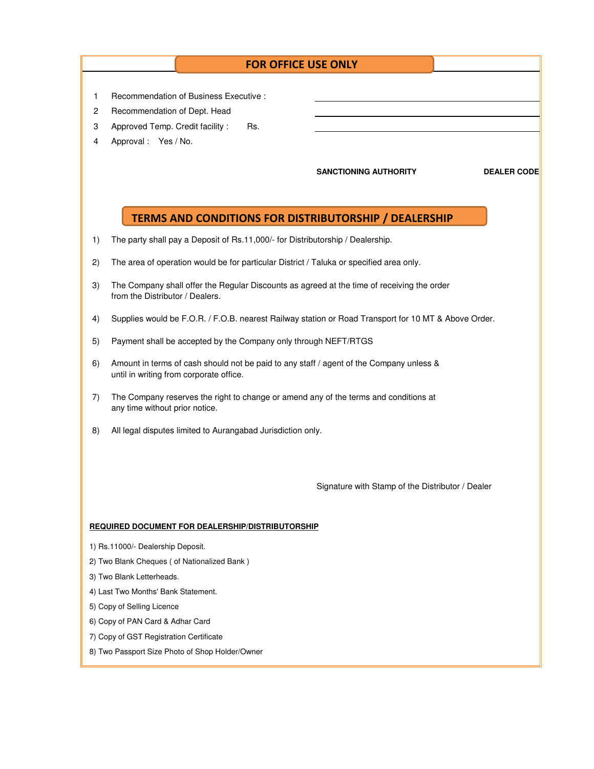## FOR OFFICE USE ONLY

1. Recommendation of Business Executive : \_\_\_\_\_\_\_\_\_\_\_\_\_\_\_\_
2. Recommendation of Dept. Head \_\_\_\_\_\_\_\_\_\_\_\_\_\_\_\_
3. Approved Temp. Credit facility : Rs. \_\_\_\_\_\_\_\_\_\_\_\_\_\_\_\_
4. Approval : Yes / No.

**SANCTIONING AUTHORITY** **DEALER CODE**

## TERMS AND CONDITIONS FOR DISTRIBUTORSHIP / DEALERSHIP

1) The party shall pay a Deposit of Rs.11,000/- for Distributorship / Dealership.

2) The area of operation would be for particular District / Taluka or specified area only.

3) The Company shall offer the Regular Discounts as agreed at the time of receiving the order from the Distributor / Dealers.

4) Supplies would be F.O.R. / F.O.B. nearest Railway station or Road Transport for 10 MT & Above Order.

5) Payment shall be accepted by the Company only through NEFT/RTGS

6) Amount in terms of cash should not be paid to any staff / agent of the Company unless & until in writing from corporate office.

7) The Company reserves the right to change or amend any of the terms and conditions at any time without prior notice.

8) All legal disputes limited to Aurangabad Jurisdiction only.

Signature with Stamp of the Distributor / Dealer

**REQUIRED DOCUMENT FOR DEALERSHIP/DISTRIBUTORSHIP**

1) Rs.11000/- Dealership Deposit.
2) Two Blank Cheques ( of Nationalized Bank )
3) Two Blank Letterheads.
4) Last Two Months' Bank Statement.
5) Copy of Selling Licence
6) Copy of PAN Card & Adhar Card
7) Copy of GST Registration Certificate
8) Two Passport Size Photo of Shop Holder/Owner